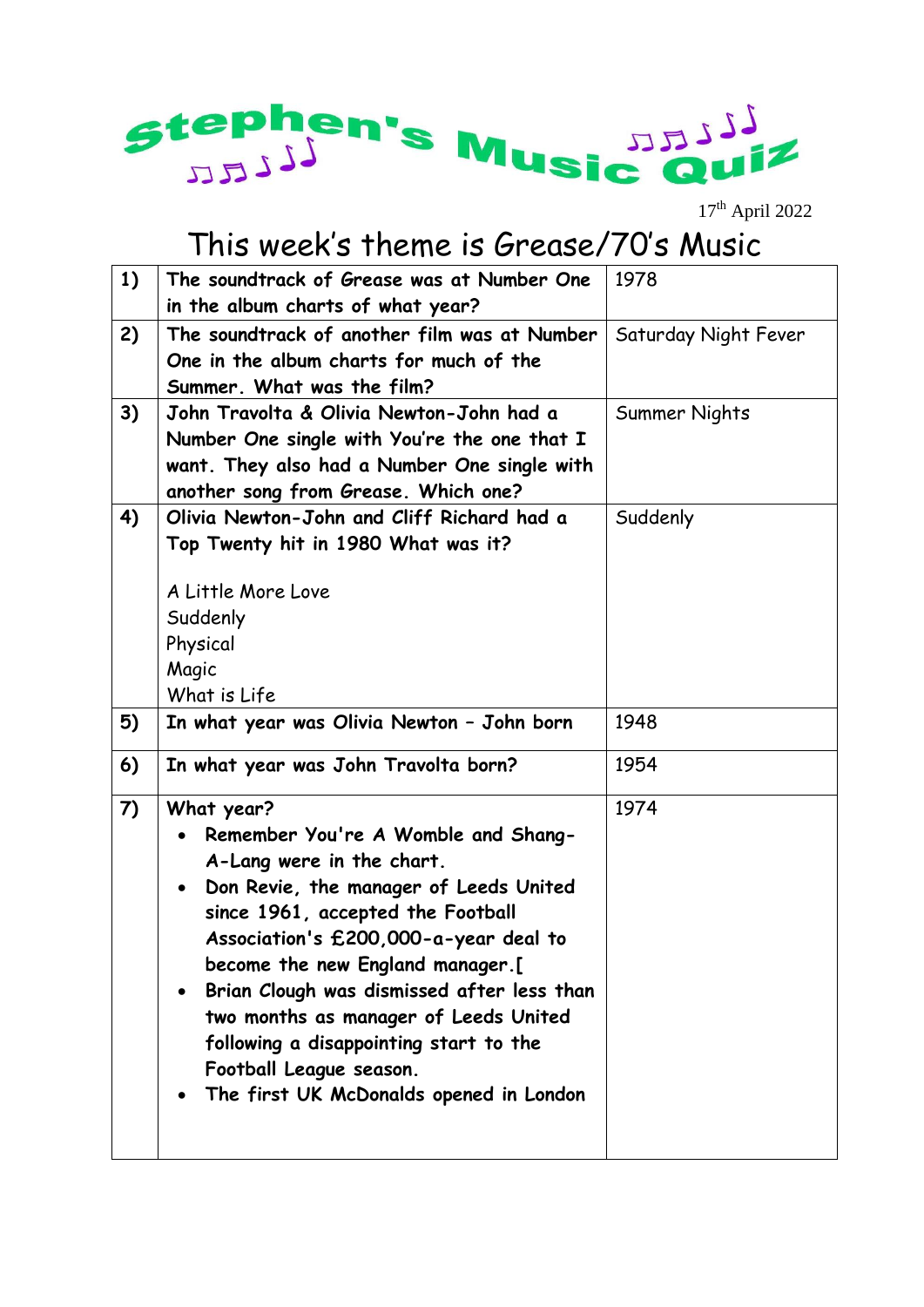# Stephen's Music Quiz

17th April 2022

## This week's theme is Grease/70's Music

| | | |
|---|---|---|
| **1)** | **The soundtrack of Grease was at Number One in the album charts of what year?** | 1978 |
| **2)** | **The soundtrack of another film was at Number One in the album charts for much of the Summer. What was the film?** | Saturday Night Fever |
| **3)** | **John Travolta & Olivia Newton-John had a Number One single with You're the one that I want. They also had a Number One single with another song from Grease. Which one?** | Summer Nights |
| **4)** | **Olivia Newton-John and Cliff Richard had a Top Twenty hit in 1980 What was it?**<br><br>A Little More Love<br>Suddenly<br>Physical<br>Magic<br>What is Life | Suddenly |
| **5)** | **In what year was Olivia Newton – John born** | 1948 |
| **6)** | **In what year was John Travolta born?** | 1954 |
| **7)** | **What year?**<br>• **Remember You're A Womble and Shang-A-Lang were in the chart.**<br>• **Don Revie, the manager of Leeds United since 1961, accepted the Football Association's £200,000-a-year deal to become the new England manager.[**<br>• **Brian Clough was dismissed after less than two months as manager of Leeds United following a disappointing start to the Football League season.**<br>• **The first UK McDonalds opened in London** | 1974 |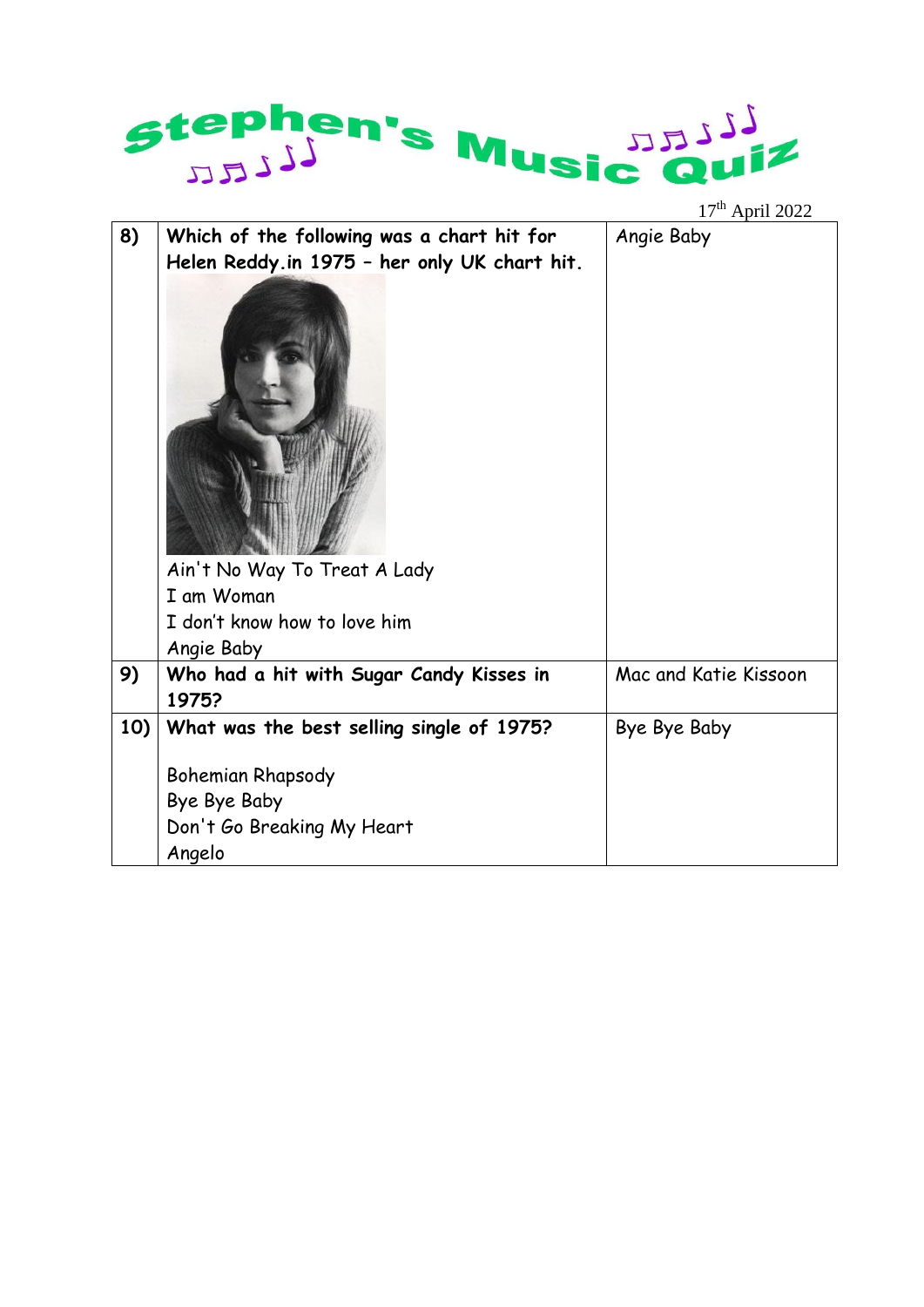# Stephen's Music Quiz

17th April 2022

| | | |
|---|---|---|
| **8)** | **Which of the following was a chart hit for Helen Reddy.in 1975 – her only UK chart hit.**<br><br>Ain't No Way To Treat A Lady<br>I am Woman<br>I don't know how to love him<br>Angie Baby | Angie Baby |
| **9)** | **Who had a hit with Sugar Candy Kisses in 1975?** | Mac and Katie Kissoon |
| **10)** | **What was the best selling single of 1975?**<br><br>Bohemian Rhapsody<br>Bye Bye Baby<br>Don't Go Breaking My Heart<br>Angelo | Bye Bye Baby |